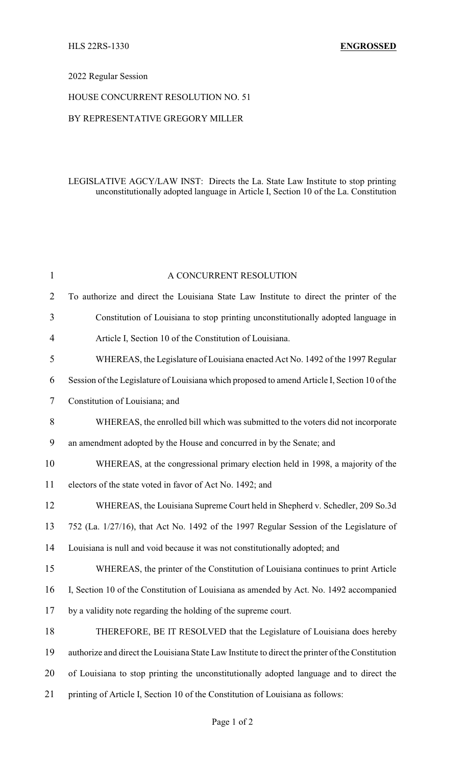HLS 22RS-1330 **ENGROSSED**

2022 Regular Session

HOUSE CONCURRENT RESOLUTION NO. 51

BY REPRESENTATIVE GREGORY MILLER

LEGISLATIVE AGCY/LAW INST: Directs the La. State Law Institute to stop printing unconstitutionally adopted language in Article I, Section 10 of the La. Constitution

A CONCURRENT RESOLUTION

To authorize and direct the Louisiana State Law Institute to direct the printer of the Constitution of Louisiana to stop printing unconstitutionally adopted language in Article I, Section 10 of the Constitution of Louisiana.

WHEREAS, the Legislature of Louisiana enacted Act No. 1492 of the 1997 Regular Session of the Legislature of Louisiana which proposed to amend Article I, Section 10 of the Constitution of Louisiana; and

WHEREAS, the enrolled bill which was submitted to the voters did not incorporate an amendment adopted by the House and concurred in by the Senate; and

WHEREAS, at the congressional primary election held in 1998, a majority of the electors of the state voted in favor of Act No. 1492; and

WHEREAS, the Louisiana Supreme Court held in Shepherd v. Schedler, 209 So.3d 752 (La. 1/27/16), that Act No. 1492 of the 1997 Regular Session of the Legislature of Louisiana is null and void because it was not constitutionally adopted; and

WHEREAS, the printer of the Constitution of Louisiana continues to print Article I, Section 10 of the Constitution of Louisiana as amended by Act. No. 1492 accompanied by a validity note regarding the holding of the supreme court.

THEREFORE, BE IT RESOLVED that the Legislature of Louisiana does hereby authorize and direct the Louisiana State Law Institute to direct the printer of the Constitution of Louisiana to stop printing the unconstitutionally adopted language and to direct the printing of Article I, Section 10 of the Constitution of Louisiana as follows: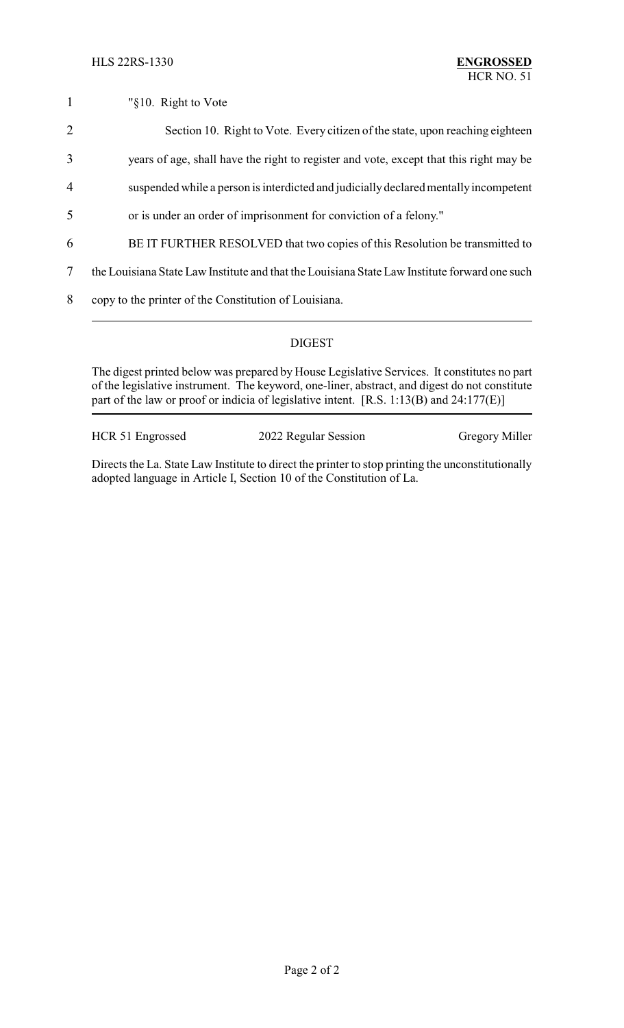"§10. Right to Vote

Section 10. Right to Vote. Every citizen of the state, upon reaching eighteen years of age, shall have the right to register and vote, except that this right may be suspended while a person is interdicted and judicially declared mentally incompetent or is under an order of imprisonment for conviction of a felony."

BE IT FURTHER RESOLVED that two copies of this Resolution be transmitted to the Louisiana State Law Institute and that the Louisiana State Law Institute forward one such copy to the printer of the Constitution of Louisiana.

## DIGEST

The digest printed below was prepared by House Legislative Services. It constitutes no part of the legislative instrument. The keyword, one-liner, abstract, and digest do not constitute part of the law or proof or indicia of legislative intent. [R.S. 1:13(B) and 24:177(E)]

HCR 51 Engrossed | 2022 Regular Session | Gregory Miller

Directs the La. State Law Institute to direct the printer to stop printing the unconstitutionally adopted language in Article I, Section 10 of the Constitution of La.